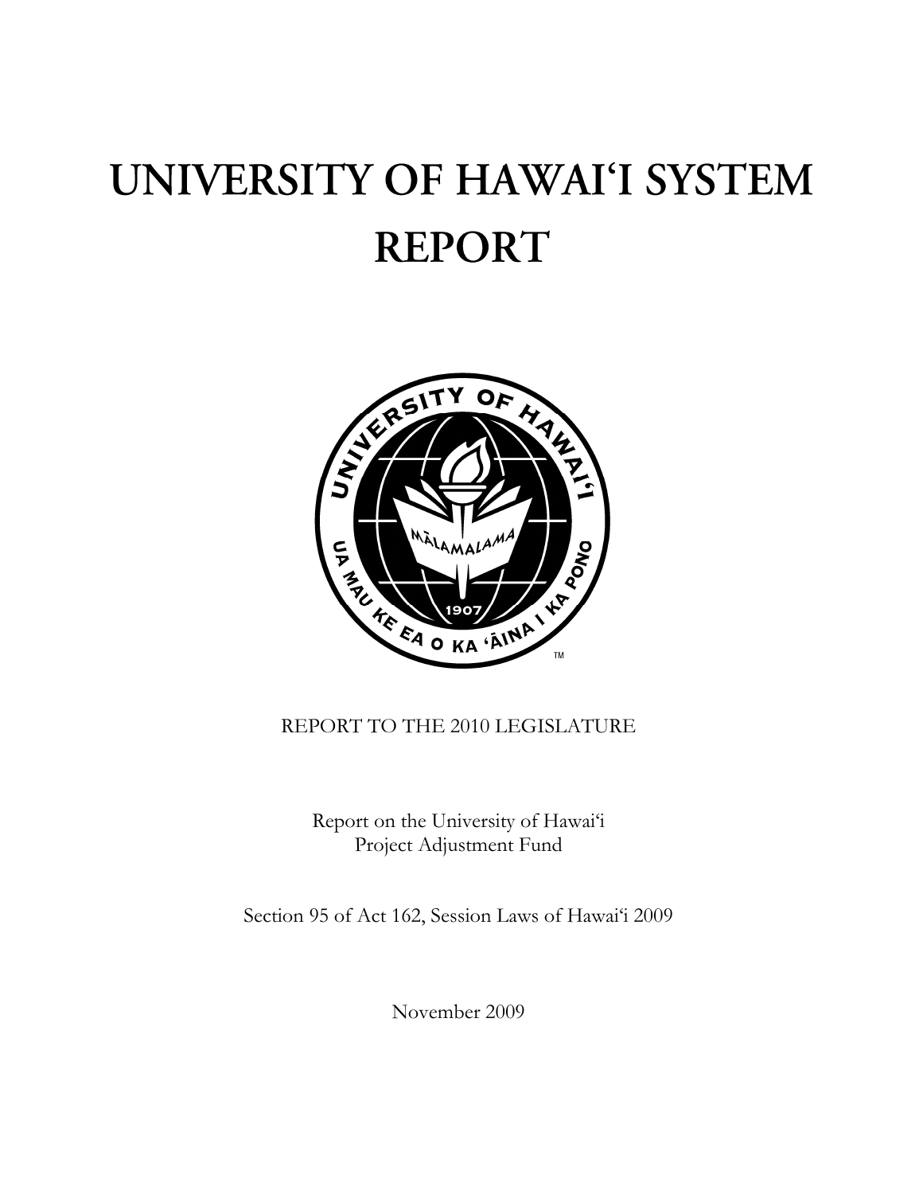# UNIVERSITY OF HAWAI'I SYSTEM REPORT

REPORT TO THE 2010 LEGISLATURE

Report on the University of Hawai'i
Project Adjustment Fund

Section 95 of Act 162, Session Laws of Hawai'i 2009

November 2009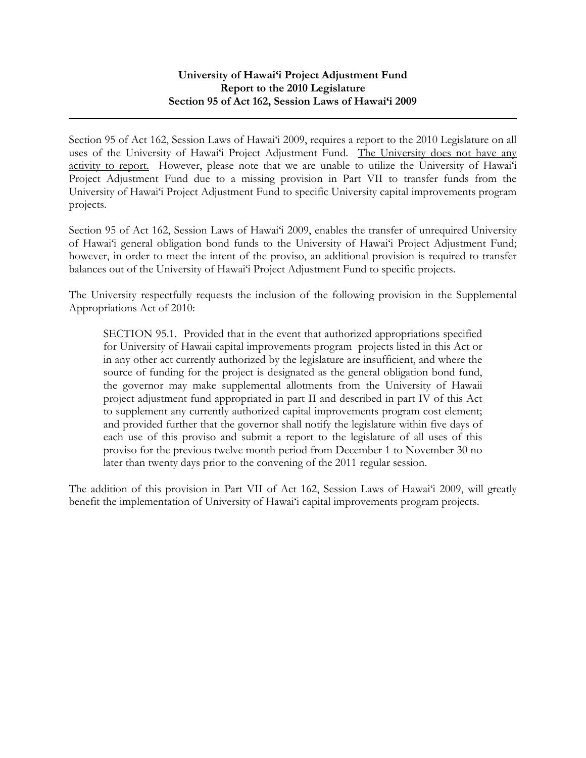**University of Hawai'i Project Adjustment Fund**
**Report to the 2010 Legislature**
**Section 95 of Act 162, Session Laws of Hawai'i 2009**

---

Section 95 of Act 162, Session Laws of Hawai'i 2009, requires a report to the 2010 Legislature on all uses of the University of Hawai'i Project Adjustment Fund. <u>The University does not have any activity to report.</u> However, please note that we are unable to utilize the University of Hawai'i Project Adjustment Fund due to a missing provision in Part VII to transfer funds from the University of Hawai'i Project Adjustment Fund to specific University capital improvements program projects.

Section 95 of Act 162, Session Laws of Hawai'i 2009, enables the transfer of unrequired University of Hawai'i general obligation bond funds to the University of Hawai'i Project Adjustment Fund; however, in order to meet the intent of the proviso, an additional provision is required to transfer balances out of the University of Hawai'i Project Adjustment Fund to specific projects.

The University respectfully requests the inclusion of the following provision in the Supplemental Appropriations Act of 2010:

> SECTION 95.1. Provided that in the event that authorized appropriations specified for University of Hawaii capital improvements program projects listed in this Act or in any other act currently authorized by the legislature are insufficient, and where the source of funding for the project is designated as the general obligation bond fund, the governor may make supplemental allotments from the University of Hawaii project adjustment fund appropriated in part II and described in part IV of this Act to supplement any currently authorized capital improvements program cost element; and provided further that the governor shall notify the legislature within five days of each use of this proviso and submit a report to the legislature of all uses of this proviso for the previous twelve month period from December 1 to November 30 no later than twenty days prior to the convening of the 2011 regular session.

The addition of this provision in Part VII of Act 162, Session Laws of Hawai'i 2009, will greatly benefit the implementation of University of Hawai'i capital improvements program projects.